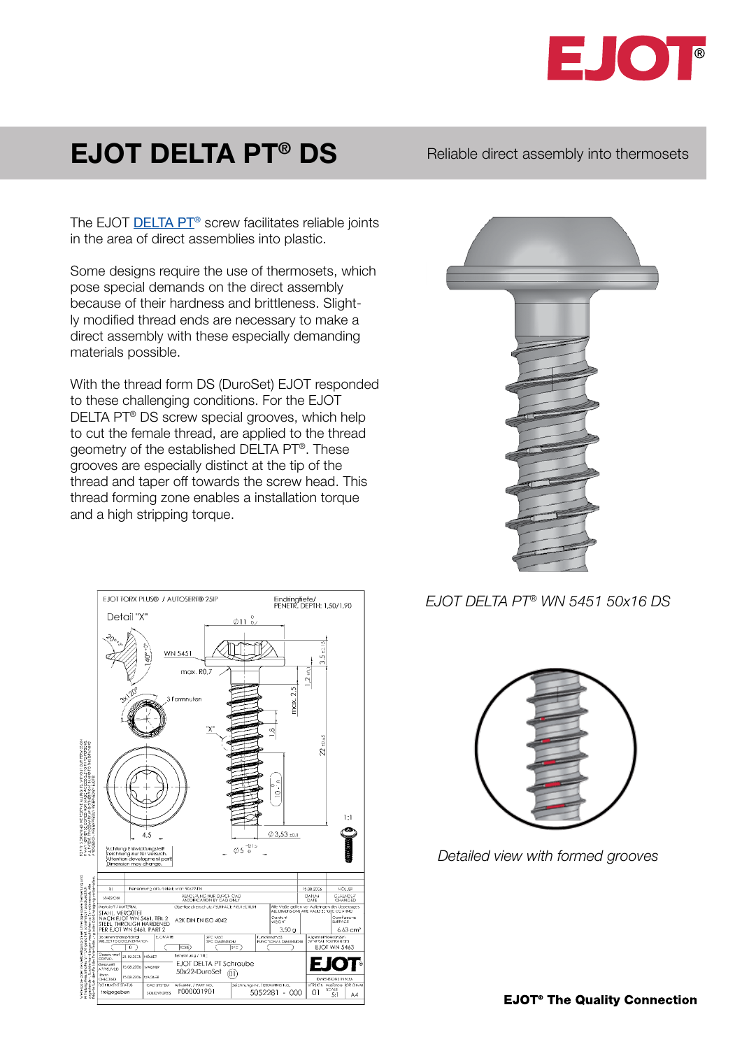# EJOT DELTA PT® DS

Reliable direct assembly into thermosets

The EJOT DELTA PT® screw facilitates reliable joints in the area of direct assemblies into plastic.

Some designs require the use of thermosets, which pose special demands on the direct assembly because of their hardness and brittleness. Slightly modified thread ends are necessary to make a direct assembly with these especially demanding materials possible.

With the thread form DS (DuroSet) EJOT responded to these challenging conditions. For the EJOT DELTA PT® DS screw special grooves, which help to cut the female thread, are applied to the thread geometry of the established DELTA PT®. These grooves are especially distinct at the tip of the thread and taper off towards the screw head. This thread forming zone enables a installation torque and a high stripping torque.

*EJOT DELTA PT® WN 5451 50x16 DS*

*Detailed view with formed grooves*

**EJOT® The Quality Connection**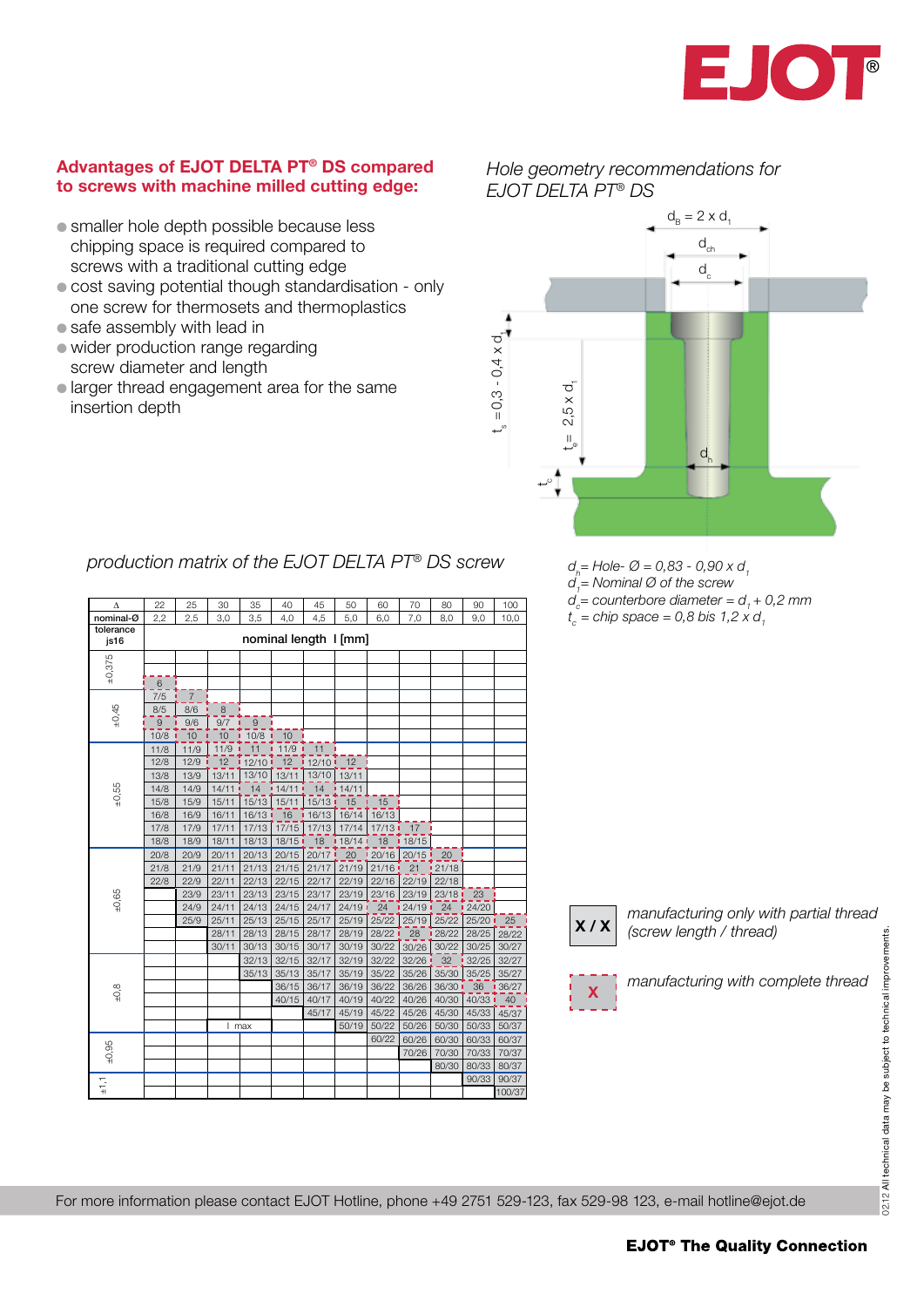## Advantages of EJOT DELTA PT® DS compared to screws with machine milled cutting edge:

- smaller hole depth possible because less chipping space is required compared to screws with a traditional cutting edge
- cost saving potential though standardisation - only one screw for thermosets and thermoplastics
- safe assembly with lead in
- wider production range regarding screw diameter and length
- larger thread engagement area for the same insertion depth

*Hole geometry recommendations for EJOT DELTA PT® DS*

$d_B = 2 \times d_1$

$d_{ch}$

$d_c$

$t_s = 0{,}3 - 0{,}4 \times d_1$

$t_e = 2{,}5 \times d_1$

$d_h$

$t_c$

*$d_h$ = Hole- Ø = 0,83 - 0,90 x $d_1$*
*$d_1$ = Nominal Ø of the screw*
*$d_c$ = counterbore diameter = $d_1$ + 0,2 mm*
*$t_c$ = chip space = 0,8 bis 1,2 x $d_1$*

*production matrix of the EJOT DELTA PT® DS screw*

| Δ | 22 | 25 | 30 | 35 | 40 | 45 | 50 | 60 | 70 | 80 | 90 | 100 |
|---|---|---|---|---|---|---|---|---|---|---|---|---|
| nominal-Ø | 2,2 | 2,5 | 3,0 | 3,5 | 4,0 | 4,5 | 5,0 | 6,0 | 7,0 | 8,0 | 9,0 | 10,0 |
| tolerance js16 | nominal length l [mm] | | | | | | | | | | | |
| ±0,375 | | | | | | | | | | | | |
| | | | | | | | | | | | | |
| | 6 | | | | | | | | | | | |
| ±0,45 | 7/5 | 7 | | | | | | | | | | |
| | 8/5 | 8/6 | 8 | | | | | | | | | |
| | 9 | 9/6 | 9/7 | 9 | | | | | | | | |
| | 10/8 | 10 | 10 | 10/8 | 10 | | | | | | | |
| ±0,55 | 11/8 | 11/9 | 11/9 | 11 | 11/9 | 11 | | | | | | |
| | 12/8 | 12/9 | 12 | 12/10 | 12 | 12/10 | 12 | | | | | |
| | 13/8 | 13/9 | 13/11 | 13/10 | 13/11 | 13/10 | 13/11 | | | | | |
| | 14/8 | 14/9 | 14/11 | 14 | 14/11 | 14 | 14/11 | | | | | |
| | 15/8 | 15/9 | 15/11 | 15/13 | 15/11 | 15/13 | 15 | 15 | | | | |
| | 16/8 | 16/9 | 16/11 | 16/13 | 16 | 16/13 | 16/14 | 16/13 | | | | |
| | 17/8 | 17/9 | 17/11 | 17/13 | 17/15 | 17/13 | 17/14 | 17/13 | 17 | | | |
| | 18/8 | 18/9 | 18/11 | 18/13 | 18/15 | 18 | 18/14 | 18 | 18/15 | | | |
| ±0,65 | 20/8 | 20/9 | 20/11 | 20/13 | 20/15 | 20/17 | 20 | 20/16 | 20/15 | 20 | | |
| | 21/8 | 21/9 | 21/11 | 21/13 | 21/15 | 21/17 | 21/19 | 21/16 | 21 | 21/18 | | |
| | 22/8 | 22/9 | 22/11 | 22/13 | 22/15 | 22/17 | 22/19 | 22/16 | 22/19 | 22/18 | | |
| | | 23/9 | 23/11 | 23/13 | 23/15 | 23/17 | 23/19 | 23/16 | 23/19 | 23/18 | 23 | |
| | | 24/9 | 24/11 | 24/13 | 24/15 | 24/17 | 24/19 | 24 | 24/19 | 24 | 24/20 | |
| | | 25/9 | 25/11 | 25/13 | 25/15 | 25/17 | 25/19 | 25/22 | 25/19 | 25/22 | 25/20 | 25 |
| | | | 28/11 | 28/13 | 28/15 | 28/17 | 28/19 | 28/22 | 28 | 28/22 | 28/25 | 28/22 |
| | | | 30/11 | 30/13 | 30/15 | 30/17 | 30/19 | 30/22 | 30/26 | 30/22 | 30/25 | 30/27 |
| ±0,8 | | | | 32/13 | 32/15 | 32/17 | 32/19 | 32/22 | 32/26 | 32 | 32/25 | 32/27 |
| | | | | 35/13 | 35/13 | 35/17 | 35/19 | 35/22 | 35/26 | 35/30 | 35/25 | 35/27 |
| | | | | | 36/15 | 36/17 | 36/19 | 36/22 | 36/26 | 36/30 | 36 | 36/27 |
| | | | | | 40/15 | 40/17 | 40/19 | 40/22 | 40/26 | 40/30 | 40/33 | 40 |
| | | | | | | 45/17 | 45/19 | 45/22 | 45/26 | 45/30 | 45/33 | 45/37 |
| | | | l max | | | | 50/19 | 50/22 | 50/26 | 50/30 | 50/33 | 50/37 |
| ±0,95 | | | | | | | | 60/22 | 60/26 | 60/30 | 60/33 | 60/37 |
| | | | | | | | | | 70/26 | 70/30 | 70/33 | 70/37 |
| | | | | | | | | | | 80/30 | 80/33 | 80/37 |
| ±1,1 | | | | | | | | | | | 90/33 | 90/37 |
| | | | | | | | | | | | | 100/37 |

**X / X** *manufacturing only with partial thread (screw length / thread)*

**X** *manufacturing with complete thread*

For more information please contact EJOT Hotline, phone +49 2751 529-123, fax 529-98 123, e-mail hotline@ejot.de

02.12 All technical data may be subject to technical improvements.

**EJOT® The Quality Connection**